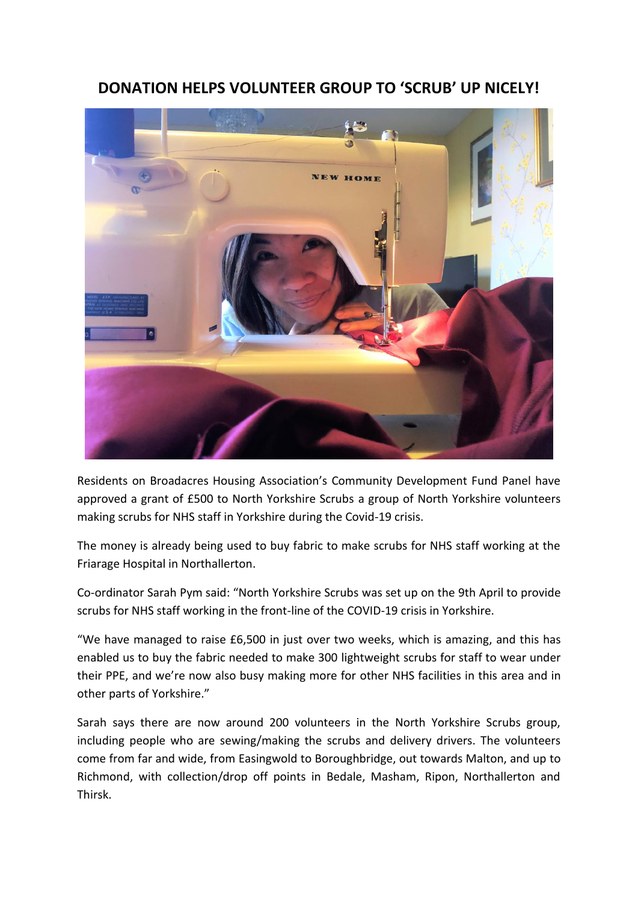# DONATION HELPS VOLUNTEER GROUP TO 'SCRUB' UP NICELY!

Residents on Broadacres Housing Association's Community Development Fund Panel have approved a grant of £500 to North Yorkshire Scrubs a group of North Yorkshire volunteers making scrubs for NHS staff in Yorkshire during the Covid-19 crisis.

The money is already being used to buy fabric to make scrubs for NHS staff working at the Friarage Hospital in Northallerton.

Co-ordinator Sarah Pym said: "North Yorkshire Scrubs was set up on the 9th April to provide scrubs for NHS staff working in the front-line of the COVID-19 crisis in Yorkshire.

"We have managed to raise £6,500 in just over two weeks, which is amazing, and this has enabled us to buy the fabric needed to make 300 lightweight scrubs for staff to wear under their PPE, and we're now also busy making more for other NHS facilities in this area and in other parts of Yorkshire."

Sarah says there are now around 200 volunteers in the North Yorkshire Scrubs group, including people who are sewing/making the scrubs and delivery drivers. The volunteers come from far and wide, from Easingwold to Boroughbridge, out towards Malton, and up to Richmond, with collection/drop off points in Bedale, Masham, Ripon, Northallerton and Thirsk.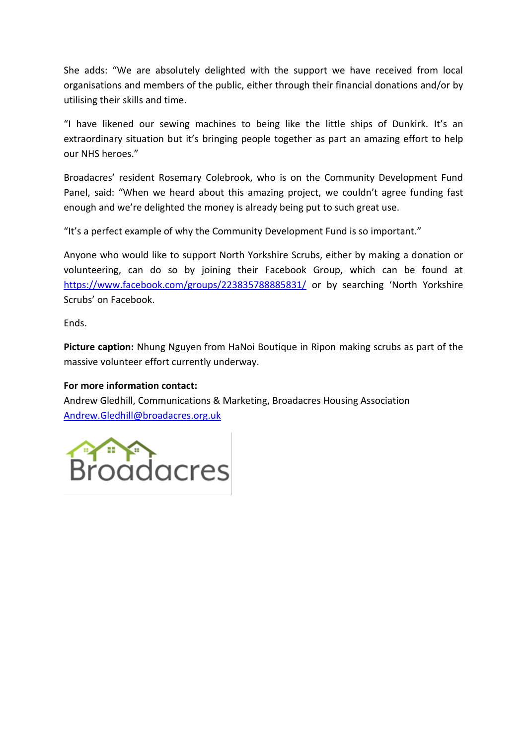She adds: "We are absolutely delighted with the support we have received from local organisations and members of the public, either through their financial donations and/or by utilising their skills and time.

"I have likened our sewing machines to being like the little ships of Dunkirk. It's an extraordinary situation but it's bringing people together as part an amazing effort to help our NHS heroes."

Broadacres' resident Rosemary Colebrook, who is on the Community Development Fund Panel, said: "When we heard about this amazing project, we couldn't agree funding fast enough and we're delighted the money is already being put to such great use.

"It's a perfect example of why the Community Development Fund is so important."

Anyone who would like to support North Yorkshire Scrubs, either by making a donation or volunteering, can do so by joining their Facebook Group, which can be found at https://www.facebook.com/groups/223835788885831/ or by searching 'North Yorkshire Scrubs' on Facebook.

Ends.

**Picture caption:** Nhung Nguyen from HaNoi Boutique in Ripon making scrubs as part of the massive volunteer effort currently underway.

**For more information contact:**
Andrew Gledhill, Communications & Marketing, Broadacres Housing Association
Andrew.Gledhill@broadacres.org.uk

Broadacres